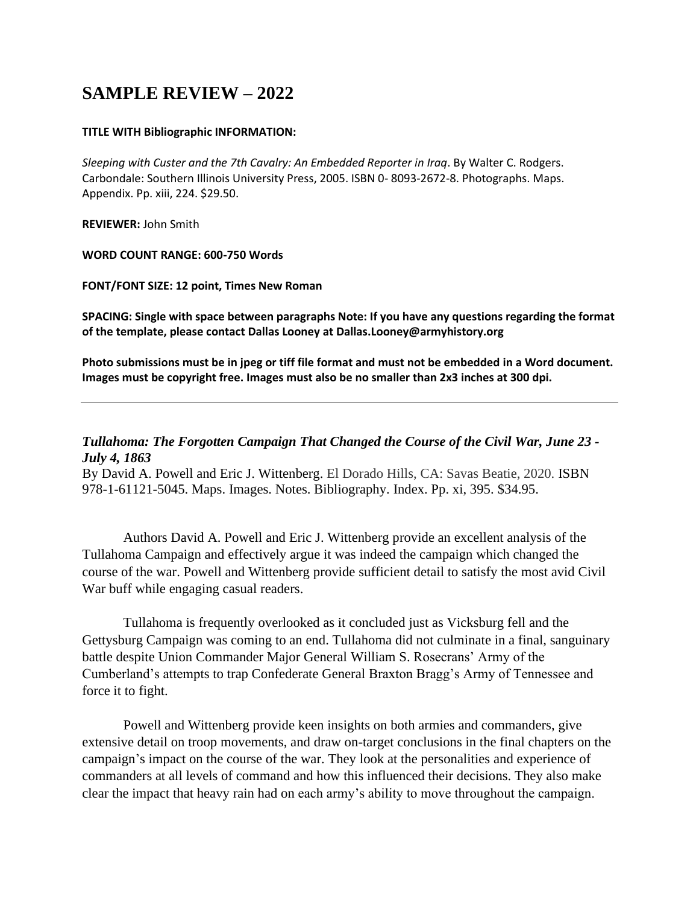# SAMPLE REVIEW – 2022

**TITLE WITH Bibliographic INFORMATION:**

*Sleeping with Custer and the 7th Cavalry: An Embedded Reporter in Iraq*. By Walter C. Rodgers. Carbondale: Southern Illinois University Press, 2005. ISBN 0- 8093-2672-8. Photographs. Maps. Appendix. Pp. xiii, 224. $29.50.

**REVIEWER:** John Smith

**WORD COUNT RANGE: 600-750 Words**

**FONT/FONT SIZE: 12 point, Times New Roman**

**SPACING: Single with space between paragraphs Note: If you have any questions regarding the format of the template, please contact Dallas Looney at Dallas.Looney@armyhistory.org**

**Photo submissions must be in jpeg or tiff file format and must not be embedded in a Word document. Images must be copyright free. Images must also be no smaller than 2x3 inches at 300 dpi.**

---

***Tullahoma: The Forgotten Campaign That Changed the Course of the Civil War, June 23 - July 4, 1863***
By David A. Powell and Eric J. Wittenberg. El Dorado Hills, CA: Savas Beatie, 2020. ISBN 978-1-61121-5045. Maps. Images. Notes. Bibliography. Index. Pp. xi, 395. $34.95.

Authors David A. Powell and Eric J. Wittenberg provide an excellent analysis of the Tullahoma Campaign and effectively argue it was indeed the campaign which changed the course of the war. Powell and Wittenberg provide sufficient detail to satisfy the most avid Civil War buff while engaging casual readers.

Tullahoma is frequently overlooked as it concluded just as Vicksburg fell and the Gettysburg Campaign was coming to an end. Tullahoma did not culminate in a final, sanguinary battle despite Union Commander Major General William S. Rosecrans' Army of the Cumberland's attempts to trap Confederate General Braxton Bragg's Army of Tennessee and force it to fight.

Powell and Wittenberg provide keen insights on both armies and commanders, give extensive detail on troop movements, and draw on-target conclusions in the final chapters on the campaign's impact on the course of the war. They look at the personalities and experience of commanders at all levels of command and how this influenced their decisions. They also make clear the impact that heavy rain had on each army's ability to move throughout the campaign.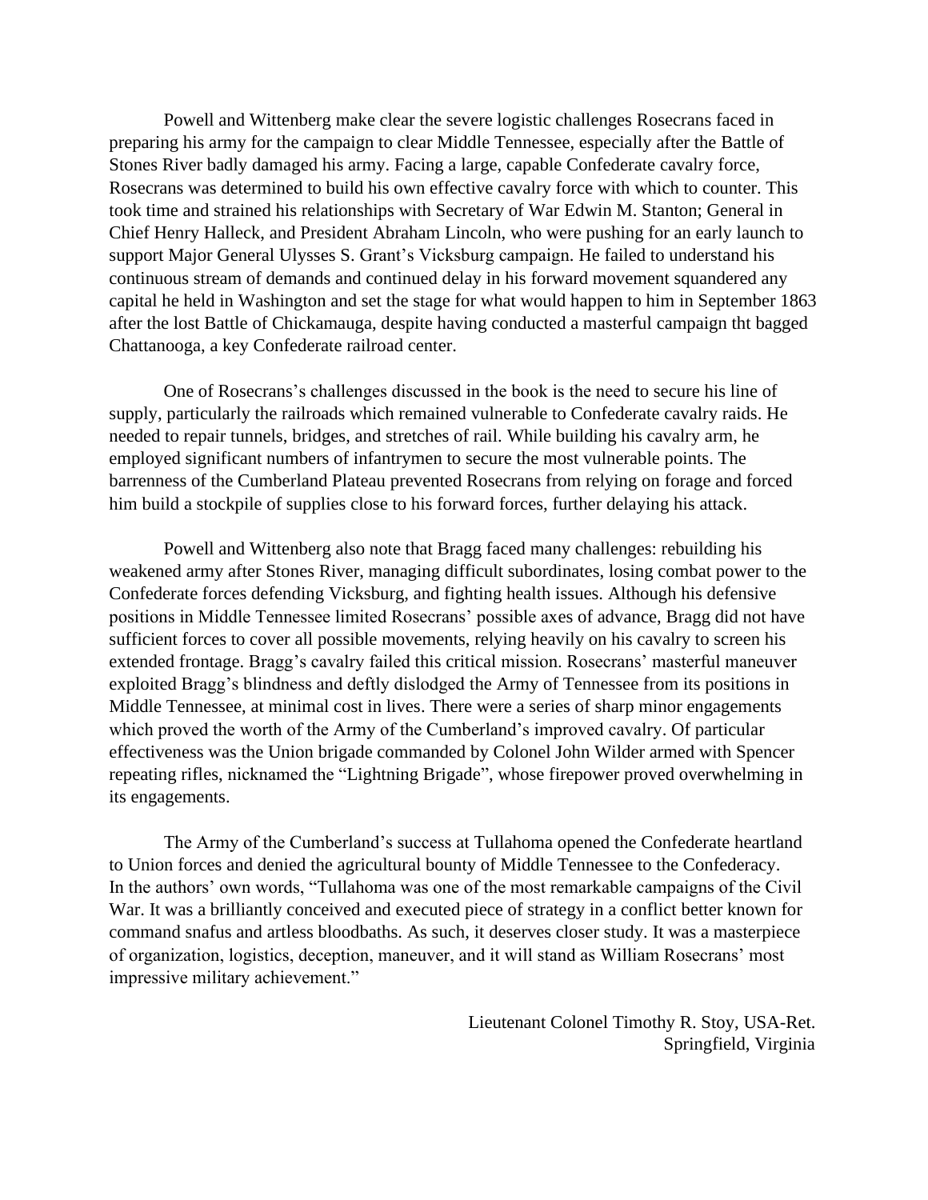Powell and Wittenberg make clear the severe logistic challenges Rosecrans faced in preparing his army for the campaign to clear Middle Tennessee, especially after the Battle of Stones River badly damaged his army. Facing a large, capable Confederate cavalry force, Rosecrans was determined to build his own effective cavalry force with which to counter. This took time and strained his relationships with Secretary of War Edwin M. Stanton; General in Chief Henry Halleck, and President Abraham Lincoln, who were pushing for an early launch to support Major General Ulysses S. Grant's Vicksburg campaign. He failed to understand his continuous stream of demands and continued delay in his forward movement squandered any capital he held in Washington and set the stage for what would happen to him in September 1863 after the lost Battle of Chickamauga, despite having conducted a masterful campaign tht bagged Chattanooga, a key Confederate railroad center.

One of Rosecrans's challenges discussed in the book is the need to secure his line of supply, particularly the railroads which remained vulnerable to Confederate cavalry raids. He needed to repair tunnels, bridges, and stretches of rail. While building his cavalry arm, he employed significant numbers of infantrymen to secure the most vulnerable points. The barrenness of the Cumberland Plateau prevented Rosecrans from relying on forage and forced him build a stockpile of supplies close to his forward forces, further delaying his attack.

Powell and Wittenberg also note that Bragg faced many challenges: rebuilding his weakened army after Stones River, managing difficult subordinates, losing combat power to the Confederate forces defending Vicksburg, and fighting health issues. Although his defensive positions in Middle Tennessee limited Rosecrans' possible axes of advance, Bragg did not have sufficient forces to cover all possible movements, relying heavily on his cavalry to screen his extended frontage. Bragg's cavalry failed this critical mission. Rosecrans' masterful maneuver exploited Bragg's blindness and deftly dislodged the Army of Tennessee from its positions in Middle Tennessee, at minimal cost in lives. There were a series of sharp minor engagements which proved the worth of the Army of the Cumberland's improved cavalry. Of particular effectiveness was the Union brigade commanded by Colonel John Wilder armed with Spencer repeating rifles, nicknamed the "Lightning Brigade", whose firepower proved overwhelming in its engagements.

The Army of the Cumberland's success at Tullahoma opened the Confederate heartland to Union forces and denied the agricultural bounty of Middle Tennessee to the Confederacy. In the authors' own words, "Tullahoma was one of the most remarkable campaigns of the Civil War. It was a brilliantly conceived and executed piece of strategy in a conflict better known for command snafus and artless bloodbaths. As such, it deserves closer study. It was a masterpiece of organization, logistics, deception, maneuver, and it will stand as William Rosecrans' most impressive military achievement."

Lieutenant Colonel Timothy R. Stoy, USA-Ret.
Springfield, Virginia